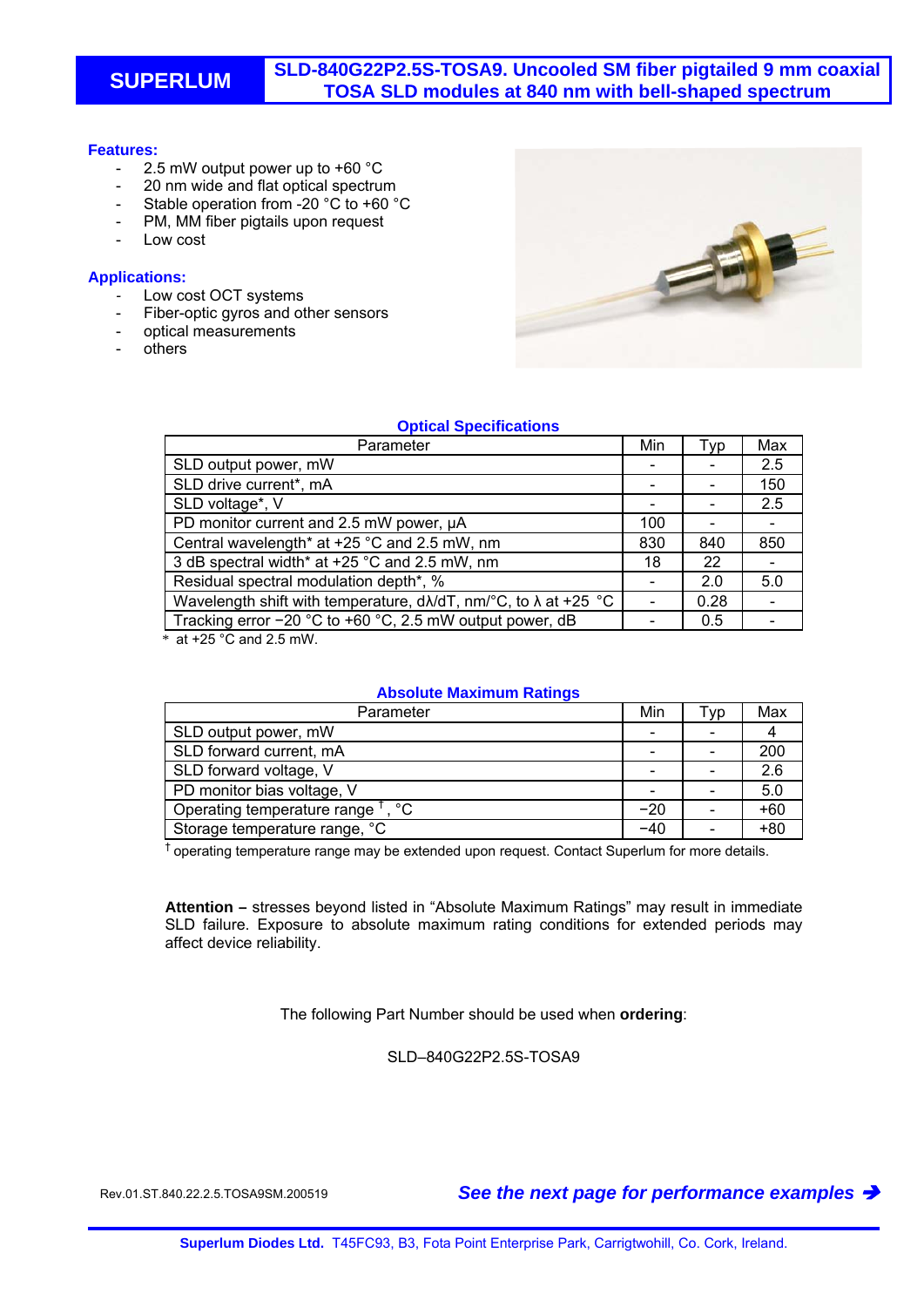# SUPERLUM

## SLD-840G22P2.5S-TOSA9. Uncooled SM fiber pigtailed 9 mm coaxial TOSA SLD modules at 840 nm with bell-shaped spectrum

**Features:**

- 2.5 mW output power up to +60 °C
- 20 nm wide and flat optical spectrum
- Stable operation from -20 °C to +60 °C
- PM, MM fiber pigtails upon request
- Low cost

**Applications:**

- Low cost OCT systems
- Fiber-optic gyros and other sensors
- optical measurements
- others

### Optical Specifications

| Parameter | Min | Typ | Max |
|---|---|---|---|
| SLD output power, mW | - | - | 2.5 |
| SLD drive current*, mA | - | - | 150 |
| SLD voltage*, V | - | - | 2.5 |
| PD monitor current and 2.5 mW power, μA | 100 | - | - |
| Central wavelength* at +25 °C and 2.5 mW, nm | 830 | 840 | 850 |
| 3 dB spectral width* at +25 °C and 2.5 mW, nm | 18 | 22 | - |
| Residual spectral modulation depth*, % | - | 2.0 | 5.0 |
| Wavelength shift with temperature, dλ/dT, nm/°C, to λ at +25 °C | - | 0.28 | - |
| Tracking error −20 °C to +60 °C, 2.5 mW output power, dB | - | 0.5 | - |

\* at +25 °C and 2.5 mW.

### Absolute Maximum Ratings

| Parameter | Min | Typ | Max |
|---|---|---|---|
| SLD output power, mW | - | - | 4 |
| SLD forward current, mA | - | - | 200 |
| SLD forward voltage, V | - | - | 2.6 |
| PD monitor bias voltage, V | - | - | 5.0 |
| Operating temperature range †, °C | −20 | - | +60 |
| Storage temperature range, °C | −40 | - | +80 |

† operating temperature range may be extended upon request. Contact Superlum for more details.

**Attention –** stresses beyond listed in “Absolute Maximum Ratings” may result in immediate SLD failure. Exposure to absolute maximum rating conditions for extended periods may affect device reliability.

The following Part Number should be used when **ordering**:

SLD–840G22P2.5S-TOSA9

Rev.01.ST.840.22.2.5.TOSA9SM.200519

***See the next page for performance examples ➔***

**Superlum Diodes Ltd.** T45FC93, B3, Fota Point Enterprise Park, Carrigtwohill, Co. Cork, Ireland.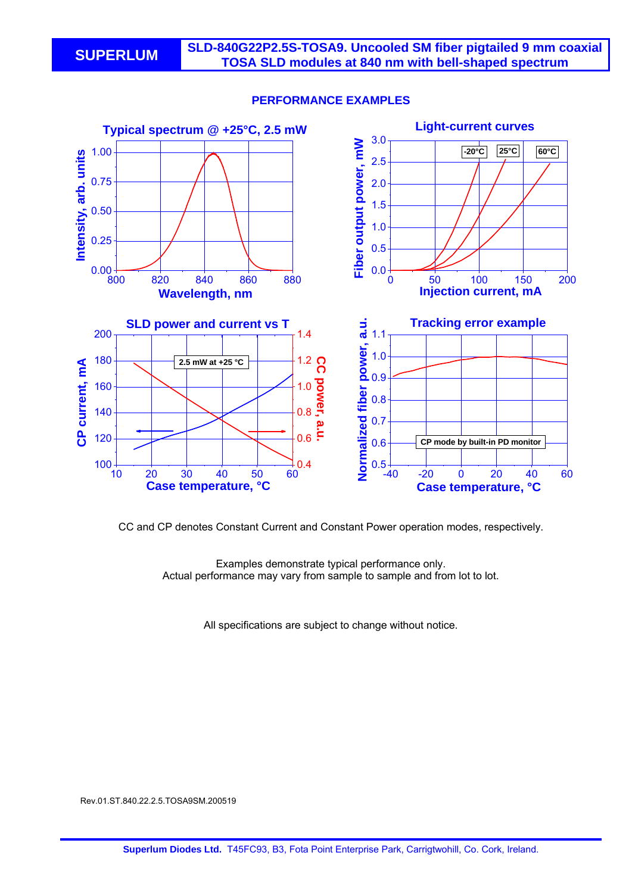SUPERLUM

SLD-840G22P2.5S-TOSA9. Uncooled SM fiber pigtailed 9 mm coaxial TOSA SLD modules at 840 nm with bell-shaped spectrum

## PERFORMANCE EXAMPLES

Typical spectrum @ +25°C, 2.5 mW

Intensity, arb. units

1.00
0.75
0.50
0.25
0.00

800 820 840 860 880

Wavelength, nm

Light-current curves

Fiber output power, mW

3.0
2.5
2.0
1.5
1.0
0.5
0.0

-20°C
25°C
60°C

0 50 100 150 200

Injection current, mA

SLD power and current vs T

CP current, mA

200
180
160
140
120
100

2.5 mW at +25 °C

CC power, a.u.

1.4
1.2
1.0
0.8
0.6
0.4

10 20 30 40 50 60

Case temperature, °C

Tracking error example

Normalized fiber power, a.u.

1.1
1.0
0.9
0.8
0.7
0.6
0.5

CP mode by built-in PD monitor

-40 -20 0 20 40 60

Case temperature, °C

CC and CP denotes Constant Current and Constant Power operation modes, respectively.

Examples demonstrate typical performance only.
Actual performance may vary from sample to sample and from lot to lot.

All specifications are subject to change without notice.

Rev.01.ST.840.22.2.5.TOSA9SM.200519

**Superlum Diodes Ltd.** T45FC93, B3, Fota Point Enterprise Park, Carrigtwohill, Co. Cork, Ireland.